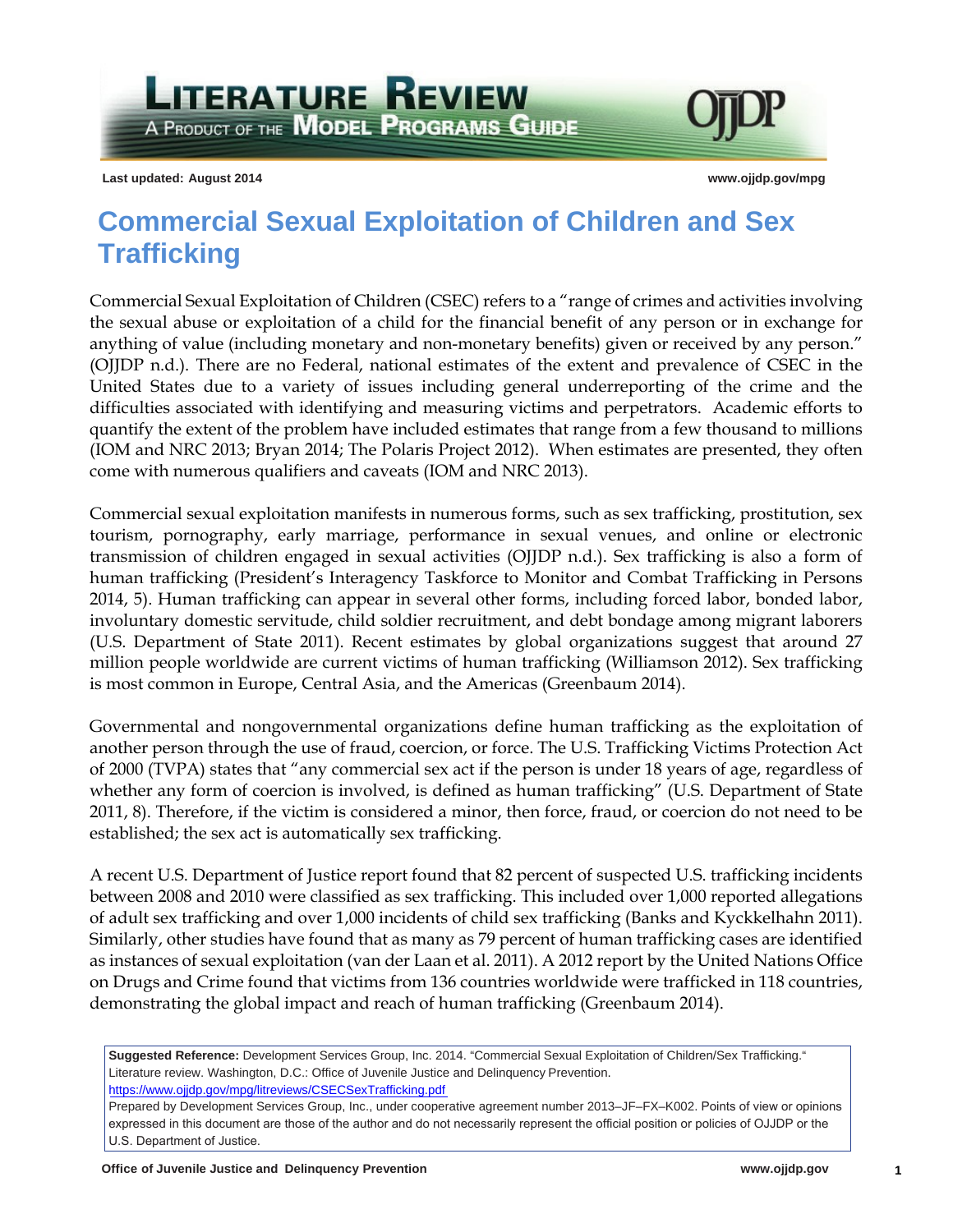# Literature Review

A Product of the Model Programs Guide

**Last updated: August 2014**

**www.ojjdp.gov/mpg**

# Commercial Sexual Exploitation of Children and Sex Trafficking

Commercial Sexual Exploitation of Children (CSEC) refers to a "range of crimes and activities involving the sexual abuse or exploitation of a child for the financial benefit of any person or in exchange for anything of value (including monetary and non-monetary benefits) given or received by any person." (OJJDP n.d.). There are no Federal, national estimates of the extent and prevalence of CSEC in the United States due to a variety of issues including general underreporting of the crime and the difficulties associated with identifying and measuring victims and perpetrators. Academic efforts to quantify the extent of the problem have included estimates that range from a few thousand to millions (IOM and NRC 2013; Bryan 2014; The Polaris Project 2012). When estimates are presented, they often come with numerous qualifiers and caveats (IOM and NRC 2013).

Commercial sexual exploitation manifests in numerous forms, such as sex trafficking, prostitution, sex tourism, pornography, early marriage, performance in sexual venues, and online or electronic transmission of children engaged in sexual activities (OJJDP n.d.). Sex trafficking is also a form of human trafficking (President's Interagency Taskforce to Monitor and Combat Trafficking in Persons 2014, 5). Human trafficking can appear in several other forms, including forced labor, bonded labor, involuntary domestic servitude, child soldier recruitment, and debt bondage among migrant laborers (U.S. Department of State 2011). Recent estimates by global organizations suggest that around 27 million people worldwide are current victims of human trafficking (Williamson 2012). Sex trafficking is most common in Europe, Central Asia, and the Americas (Greenbaum 2014).

Governmental and nongovernmental organizations define human trafficking as the exploitation of another person through the use of fraud, coercion, or force. The U.S. Trafficking Victims Protection Act of 2000 (TVPA) states that "any commercial sex act if the person is under 18 years of age, regardless of whether any form of coercion is involved, is defined as human trafficking" (U.S. Department of State 2011, 8). Therefore, if the victim is considered a minor, then force, fraud, or coercion do not need to be established; the sex act is automatically sex trafficking.

A recent U.S. Department of Justice report found that 82 percent of suspected U.S. trafficking incidents between 2008 and 2010 were classified as sex trafficking. This included over 1,000 reported allegations of adult sex trafficking and over 1,000 incidents of child sex trafficking (Banks and Kyckkelhahn 2011). Similarly, other studies have found that as many as 79 percent of human trafficking cases are identified as instances of sexual exploitation (van der Laan et al. 2011). A 2012 report by the United Nations Office on Drugs and Crime found that victims from 136 countries worldwide were trafficked in 118 countries, demonstrating the global impact and reach of human trafficking (Greenbaum 2014).

**Suggested Reference:** Development Services Group, Inc. 2014. "Commercial Sexual Exploitation of Children/Sex Trafficking." Literature review. Washington, D.C.: Office of Juvenile Justice and Delinquency Prevention. https://www.ojjdp.gov/mpg/litreviews/CSECSexTrafficking.pdf

Prepared by Development Services Group, Inc., under cooperative agreement number 2013–JF–FX–K002. Points of view or opinions expressed in this document are those of the author and do not necessarily represent the official position or policies of OJJDP or the U.S. Department of Justice.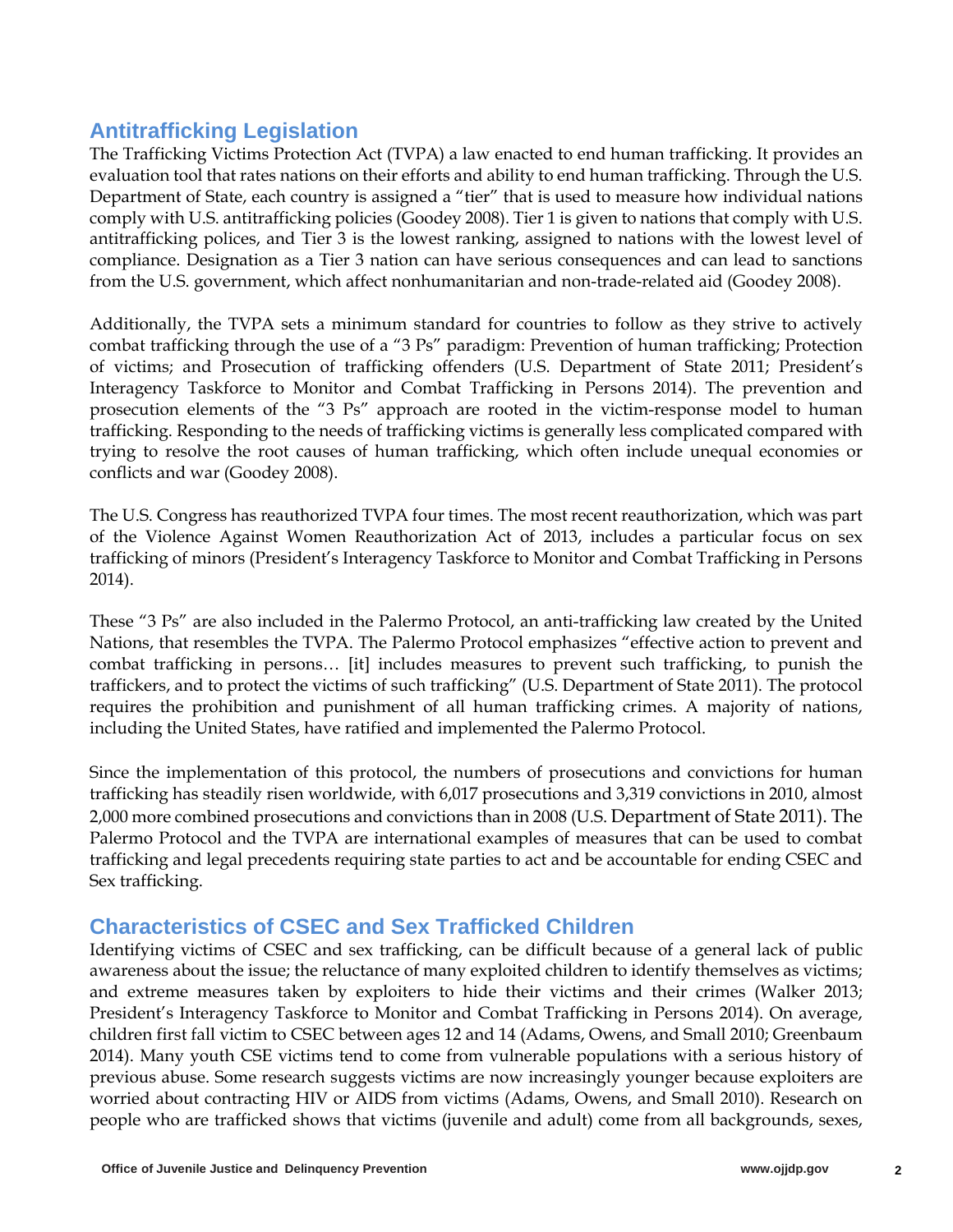## Antitrafficking Legislation

The Trafficking Victims Protection Act (TVPA) a law enacted to end human trafficking. It provides an evaluation tool that rates nations on their efforts and ability to end human trafficking. Through the U.S. Department of State, each country is assigned a "tier" that is used to measure how individual nations comply with U.S. antitrafficking policies (Goodey 2008). Tier 1 is given to nations that comply with U.S. antitrafficking polices, and Tier 3 is the lowest ranking, assigned to nations with the lowest level of compliance. Designation as a Tier 3 nation can have serious consequences and can lead to sanctions from the U.S. government, which affect nonhumanitarian and non-trade-related aid (Goodey 2008).

Additionally, the TVPA sets a minimum standard for countries to follow as they strive to actively combat trafficking through the use of a "3 Ps" paradigm: Prevention of human trafficking; Protection of victims; and Prosecution of trafficking offenders (U.S. Department of State 2011; President's Interagency Taskforce to Monitor and Combat Trafficking in Persons 2014). The prevention and prosecution elements of the "3 Ps" approach are rooted in the victim-response model to human trafficking. Responding to the needs of trafficking victims is generally less complicated compared with trying to resolve the root causes of human trafficking, which often include unequal economies or conflicts and war (Goodey 2008).

The U.S. Congress has reauthorized TVPA four times. The most recent reauthorization, which was part of the Violence Against Women Reauthorization Act of 2013, includes a particular focus on sex trafficking of minors (President's Interagency Taskforce to Monitor and Combat Trafficking in Persons 2014).

These "3 Ps" are also included in the Palermo Protocol, an anti-trafficking law created by the United Nations, that resembles the TVPA. The Palermo Protocol emphasizes "effective action to prevent and combat trafficking in persons… [it] includes measures to prevent such trafficking, to punish the traffickers, and to protect the victims of such trafficking" (U.S. Department of State 2011). The protocol requires the prohibition and punishment of all human trafficking crimes. A majority of nations, including the United States, have ratified and implemented the Palermo Protocol.

Since the implementation of this protocol, the numbers of prosecutions and convictions for human trafficking has steadily risen worldwide, with 6,017 prosecutions and 3,319 convictions in 2010, almost 2,000 more combined prosecutions and convictions than in 2008 (U.S. Department of State 2011). The Palermo Protocol and the TVPA are international examples of measures that can be used to combat trafficking and legal precedents requiring state parties to act and be accountable for ending CSEC and Sex trafficking.

## Characteristics of CSEC and Sex Trafficked Children

Identifying victims of CSEC and sex trafficking, can be difficult because of a general lack of public awareness about the issue; the reluctance of many exploited children to identify themselves as victims; and extreme measures taken by exploiters to hide their victims and their crimes (Walker 2013; President's Interagency Taskforce to Monitor and Combat Trafficking in Persons 2014). On average, children first fall victim to CSEC between ages 12 and 14 (Adams, Owens, and Small 2010; Greenbaum 2014). Many youth CSE victims tend to come from vulnerable populations with a serious history of previous abuse. Some research suggests victims are now increasingly younger because exploiters are worried about contracting HIV or AIDS from victims (Adams, Owens, and Small 2010). Research on people who are trafficked shows that victims (juvenile and adult) come from all backgrounds, sexes,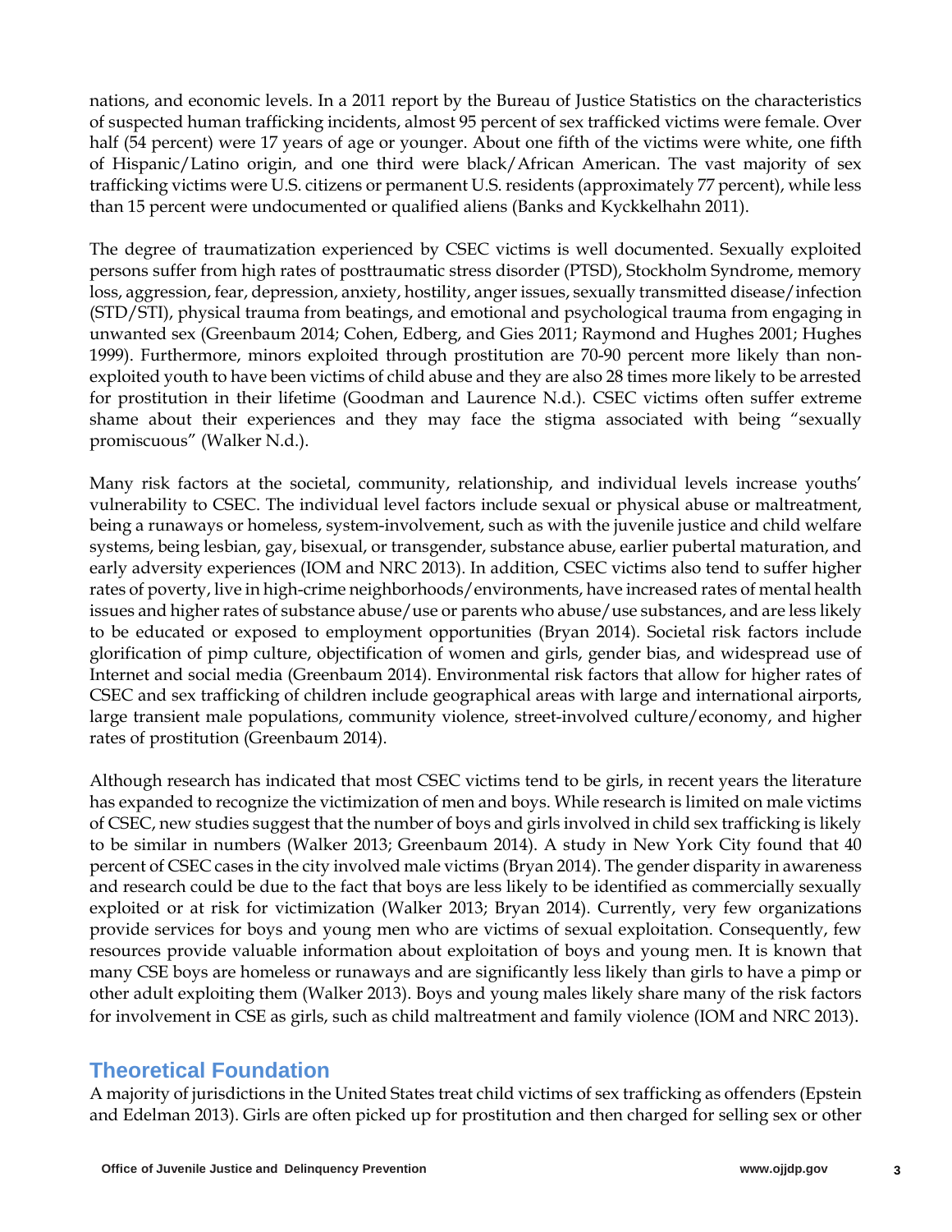nations, and economic levels. In a 2011 report by the Bureau of Justice Statistics on the characteristics of suspected human trafficking incidents, almost 95 percent of sex trafficked victims were female. Over half (54 percent) were 17 years of age or younger. About one fifth of the victims were white, one fifth of Hispanic/Latino origin, and one third were black/African American. The vast majority of sex trafficking victims were U.S. citizens or permanent U.S. residents (approximately 77 percent), while less than 15 percent were undocumented or qualified aliens (Banks and Kyckkelhahn 2011).

The degree of traumatization experienced by CSEC victims is well documented. Sexually exploited persons suffer from high rates of posttraumatic stress disorder (PTSD), Stockholm Syndrome, memory loss, aggression, fear, depression, anxiety, hostility, anger issues, sexually transmitted disease/infection (STD/STI), physical trauma from beatings, and emotional and psychological trauma from engaging in unwanted sex (Greenbaum 2014; Cohen, Edberg, and Gies 2011; Raymond and Hughes 2001; Hughes 1999). Furthermore, minors exploited through prostitution are 70-90 percent more likely than non-exploited youth to have been victims of child abuse and they are also 28 times more likely to be arrested for prostitution in their lifetime (Goodman and Laurence N.d.). CSEC victims often suffer extreme shame about their experiences and they may face the stigma associated with being "sexually promiscuous" (Walker N.d.).

Many risk factors at the societal, community, relationship, and individual levels increase youths' vulnerability to CSEC. The individual level factors include sexual or physical abuse or maltreatment, being a runaways or homeless, system-involvement, such as with the juvenile justice and child welfare systems, being lesbian, gay, bisexual, or transgender, substance abuse, earlier pubertal maturation, and early adversity experiences (IOM and NRC 2013). In addition, CSEC victims also tend to suffer higher rates of poverty, live in high-crime neighborhoods/environments, have increased rates of mental health issues and higher rates of substance abuse/use or parents who abuse/use substances, and are less likely to be educated or exposed to employment opportunities (Bryan 2014). Societal risk factors include glorification of pimp culture, objectification of women and girls, gender bias, and widespread use of Internet and social media (Greenbaum 2014). Environmental risk factors that allow for higher rates of CSEC and sex trafficking of children include geographical areas with large and international airports, large transient male populations, community violence, street-involved culture/economy, and higher rates of prostitution (Greenbaum 2014).

Although research has indicated that most CSEC victims tend to be girls, in recent years the literature has expanded to recognize the victimization of men and boys. While research is limited on male victims of CSEC, new studies suggest that the number of boys and girls involved in child sex trafficking is likely to be similar in numbers (Walker 2013; Greenbaum 2014). A study in New York City found that 40 percent of CSEC cases in the city involved male victims (Bryan 2014). The gender disparity in awareness and research could be due to the fact that boys are less likely to be identified as commercially sexually exploited or at risk for victimization (Walker 2013; Bryan 2014). Currently, very few organizations provide services for boys and young men who are victims of sexual exploitation. Consequently, few resources provide valuable information about exploitation of boys and young men. It is known that many CSE boys are homeless or runaways and are significantly less likely than girls to have a pimp or other adult exploiting them (Walker 2013). Boys and young males likely share many of the risk factors for involvement in CSE as girls, such as child maltreatment and family violence (IOM and NRC 2013).

## Theoretical Foundation

A majority of jurisdictions in the United States treat child victims of sex trafficking as offenders (Epstein and Edelman 2013). Girls are often picked up for prostitution and then charged for selling sex or other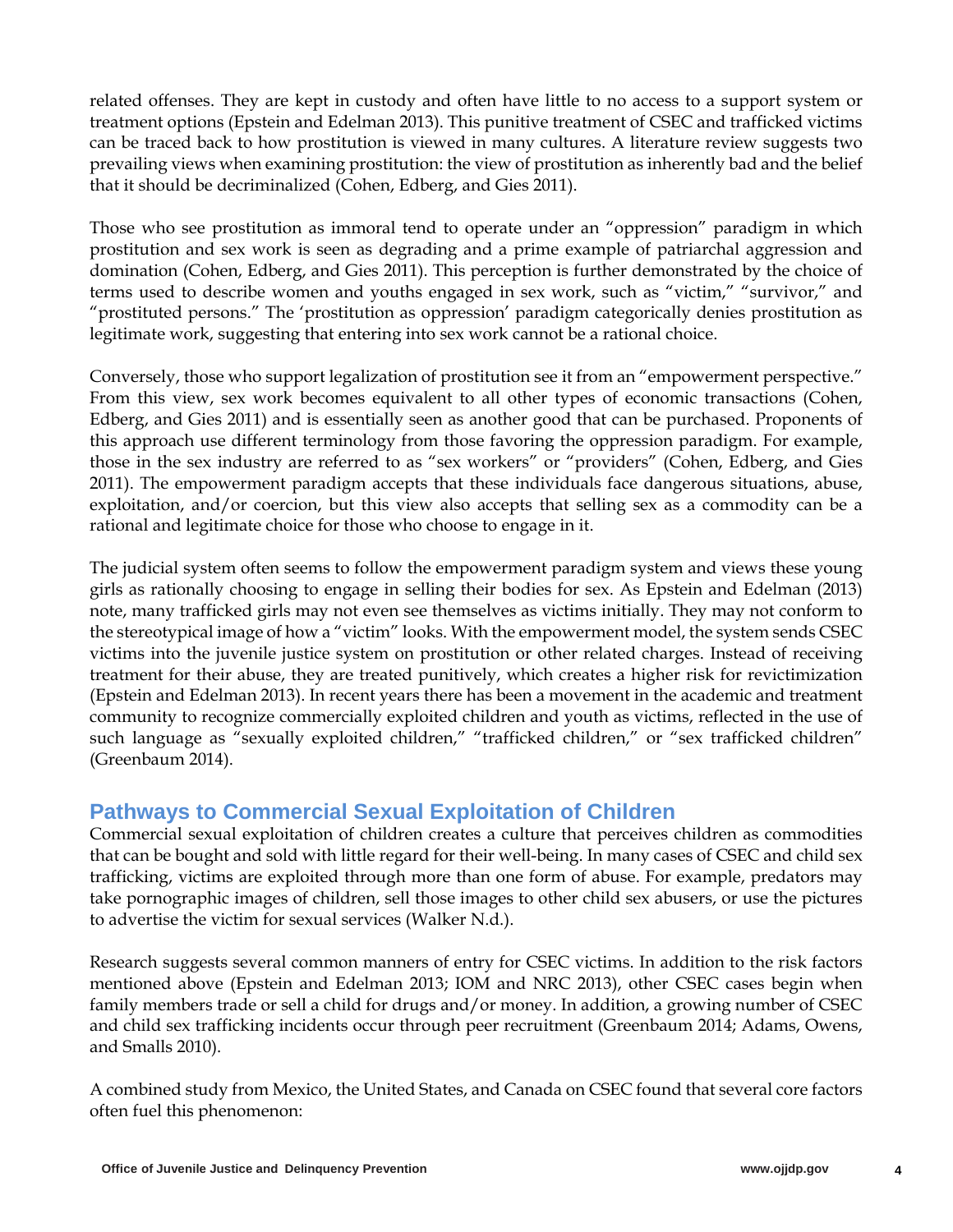related offenses. They are kept in custody and often have little to no access to a support system or treatment options (Epstein and Edelman 2013). This punitive treatment of CSEC and trafficked victims can be traced back to how prostitution is viewed in many cultures. A literature review suggests two prevailing views when examining prostitution: the view of prostitution as inherently bad and the belief that it should be decriminalized (Cohen, Edberg, and Gies 2011).

Those who see prostitution as immoral tend to operate under an "oppression" paradigm in which prostitution and sex work is seen as degrading and a prime example of patriarchal aggression and domination (Cohen, Edberg, and Gies 2011). This perception is further demonstrated by the choice of terms used to describe women and youths engaged in sex work, such as "victim," "survivor," and "prostituted persons." The 'prostitution as oppression' paradigm categorically denies prostitution as legitimate work, suggesting that entering into sex work cannot be a rational choice.

Conversely, those who support legalization of prostitution see it from an "empowerment perspective." From this view, sex work becomes equivalent to all other types of economic transactions (Cohen, Edberg, and Gies 2011) and is essentially seen as another good that can be purchased. Proponents of this approach use different terminology from those favoring the oppression paradigm. For example, those in the sex industry are referred to as "sex workers" or "providers" (Cohen, Edberg, and Gies 2011). The empowerment paradigm accepts that these individuals face dangerous situations, abuse, exploitation, and/or coercion, but this view also accepts that selling sex as a commodity can be a rational and legitimate choice for those who choose to engage in it.

The judicial system often seems to follow the empowerment paradigm system and views these young girls as rationally choosing to engage in selling their bodies for sex. As Epstein and Edelman (2013) note, many trafficked girls may not even see themselves as victims initially. They may not conform to the stereotypical image of how a "victim" looks. With the empowerment model, the system sends CSEC victims into the juvenile justice system on prostitution or other related charges. Instead of receiving treatment for their abuse, they are treated punitively, which creates a higher risk for revictimization (Epstein and Edelman 2013). In recent years there has been a movement in the academic and treatment community to recognize commercially exploited children and youth as victims, reflected in the use of such language as "sexually exploited children," "trafficked children," or "sex trafficked children" (Greenbaum 2014).

## Pathways to Commercial Sexual Exploitation of Children

Commercial sexual exploitation of children creates a culture that perceives children as commodities that can be bought and sold with little regard for their well-being. In many cases of CSEC and child sex trafficking, victims are exploited through more than one form of abuse. For example, predators may take pornographic images of children, sell those images to other child sex abusers, or use the pictures to advertise the victim for sexual services (Walker N.d.).

Research suggests several common manners of entry for CSEC victims. In addition to the risk factors mentioned above (Epstein and Edelman 2013; IOM and NRC 2013), other CSEC cases begin when family members trade or sell a child for drugs and/or money. In addition, a growing number of CSEC and child sex trafficking incidents occur through peer recruitment (Greenbaum 2014; Adams, Owens, and Smalls 2010).

A combined study from Mexico, the United States, and Canada on CSEC found that several core factors often fuel this phenomenon: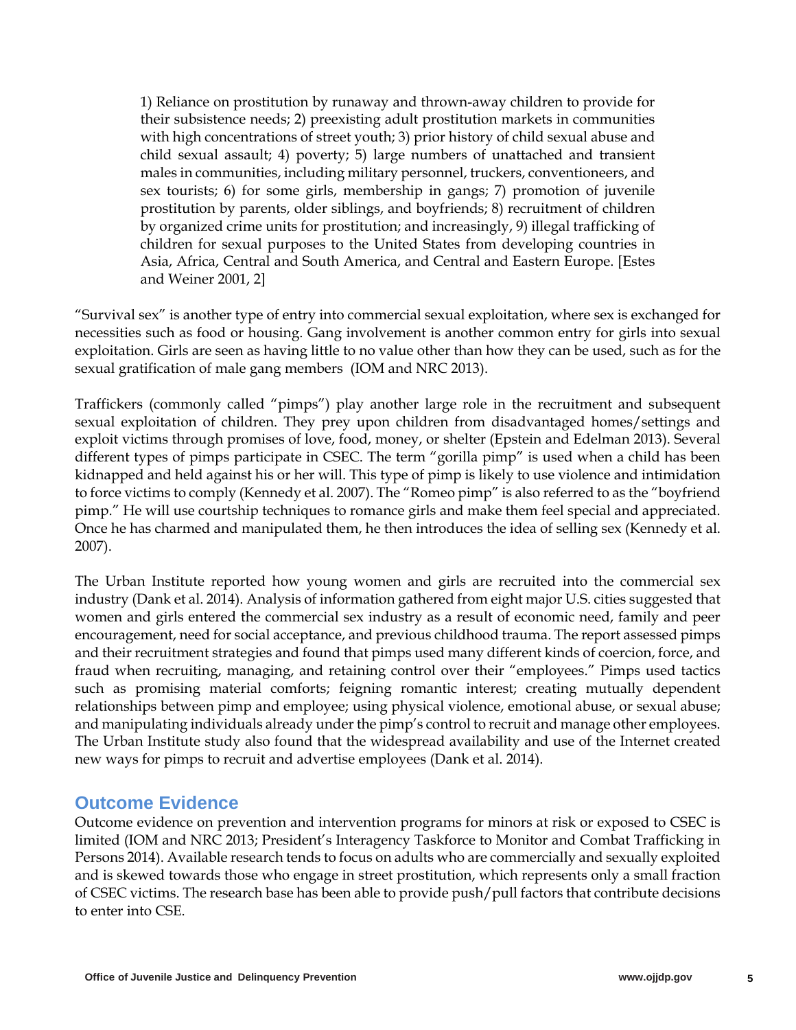> 1) Reliance on prostitution by runaway and thrown-away children to provide for their subsistence needs; 2) preexisting adult prostitution markets in communities with high concentrations of street youth; 3) prior history of child sexual abuse and child sexual assault; 4) poverty; 5) large numbers of unattached and transient males in communities, including military personnel, truckers, conventioneers, and sex tourists; 6) for some girls, membership in gangs; 7) promotion of juvenile prostitution by parents, older siblings, and boyfriends; 8) recruitment of children by organized crime units for prostitution; and increasingly, 9) illegal trafficking of children for sexual purposes to the United States from developing countries in Asia, Africa, Central and South America, and Central and Eastern Europe. [Estes and Weiner 2001, 2]

"Survival sex" is another type of entry into commercial sexual exploitation, where sex is exchanged for necessities such as food or housing. Gang involvement is another common entry for girls into sexual exploitation. Girls are seen as having little to no value other than how they can be used, such as for the sexual gratification of male gang members (IOM and NRC 2013).

Traffickers (commonly called "pimps") play another large role in the recruitment and subsequent sexual exploitation of children. They prey upon children from disadvantaged homes/settings and exploit victims through promises of love, food, money, or shelter (Epstein and Edelman 2013). Several different types of pimps participate in CSEC. The term "gorilla pimp" is used when a child has been kidnapped and held against his or her will. This type of pimp is likely to use violence and intimidation to force victims to comply (Kennedy et al. 2007). The "Romeo pimp" is also referred to as the "boyfriend pimp." He will use courtship techniques to romance girls and make them feel special and appreciated. Once he has charmed and manipulated them, he then introduces the idea of selling sex (Kennedy et al. 2007).

The Urban Institute reported how young women and girls are recruited into the commercial sex industry (Dank et al. 2014). Analysis of information gathered from eight major U.S. cities suggested that women and girls entered the commercial sex industry as a result of economic need, family and peer encouragement, need for social acceptance, and previous childhood trauma. The report assessed pimps and their recruitment strategies and found that pimps used many different kinds of coercion, force, and fraud when recruiting, managing, and retaining control over their "employees." Pimps used tactics such as promising material comforts; feigning romantic interest; creating mutually dependent relationships between pimp and employee; using physical violence, emotional abuse, or sexual abuse; and manipulating individuals already under the pimp's control to recruit and manage other employees. The Urban Institute study also found that the widespread availability and use of the Internet created new ways for pimps to recruit and advertise employees (Dank et al. 2014).

## Outcome Evidence

Outcome evidence on prevention and intervention programs for minors at risk or exposed to CSEC is limited (IOM and NRC 2013; President's Interagency Taskforce to Monitor and Combat Trafficking in Persons 2014). Available research tends to focus on adults who are commercially and sexually exploited and is skewed towards those who engage in street prostitution, which represents only a small fraction of CSEC victims. The research base has been able to provide push/pull factors that contribute decisions to enter into CSE.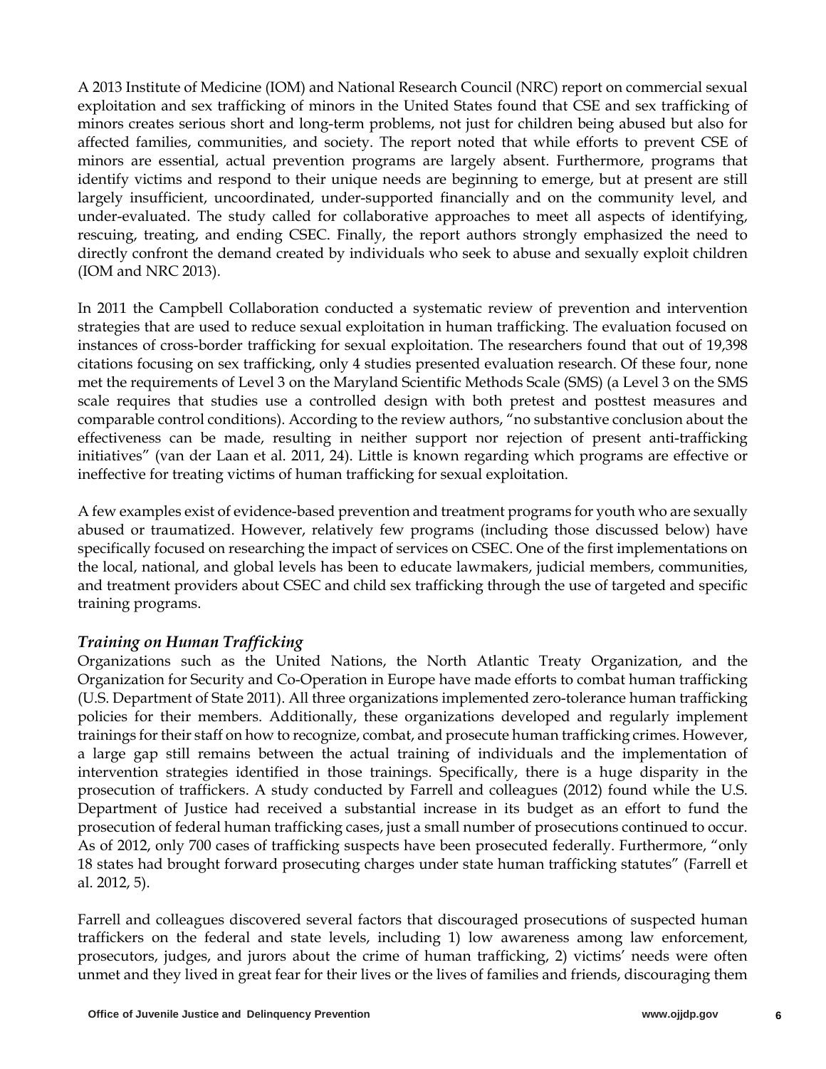A 2013 Institute of Medicine (IOM) and National Research Council (NRC) report on commercial sexual exploitation and sex trafficking of minors in the United States found that CSE and sex trafficking of minors creates serious short and long-term problems, not just for children being abused but also for affected families, communities, and society. The report noted that while efforts to prevent CSE of minors are essential, actual prevention programs are largely absent. Furthermore, programs that identify victims and respond to their unique needs are beginning to emerge, but at present are still largely insufficient, uncoordinated, under-supported financially and on the community level, and under-evaluated. The study called for collaborative approaches to meet all aspects of identifying, rescuing, treating, and ending CSEC. Finally, the report authors strongly emphasized the need to directly confront the demand created by individuals who seek to abuse and sexually exploit children (IOM and NRC 2013).

In 2011 the Campbell Collaboration conducted a systematic review of prevention and intervention strategies that are used to reduce sexual exploitation in human trafficking. The evaluation focused on instances of cross-border trafficking for sexual exploitation. The researchers found that out of 19,398 citations focusing on sex trafficking, only 4 studies presented evaluation research. Of these four, none met the requirements of Level 3 on the Maryland Scientific Methods Scale (SMS) (a Level 3 on the SMS scale requires that studies use a controlled design with both pretest and posttest measures and comparable control conditions). According to the review authors, "no substantive conclusion about the effectiveness can be made, resulting in neither support nor rejection of present anti-trafficking initiatives" (van der Laan et al. 2011, 24). Little is known regarding which programs are effective or ineffective for treating victims of human trafficking for sexual exploitation.

A few examples exist of evidence-based prevention and treatment programs for youth who are sexually abused or traumatized. However, relatively few programs (including those discussed below) have specifically focused on researching the impact of services on CSEC. One of the first implementations on the local, national, and global levels has been to educate lawmakers, judicial members, communities, and treatment providers about CSEC and child sex trafficking through the use of targeted and specific training programs.

### *Training on Human Trafficking*

Organizations such as the United Nations, the North Atlantic Treaty Organization, and the Organization for Security and Co-Operation in Europe have made efforts to combat human trafficking (U.S. Department of State 2011). All three organizations implemented zero-tolerance human trafficking policies for their members. Additionally, these organizations developed and regularly implement trainings for their staff on how to recognize, combat, and prosecute human trafficking crimes. However, a large gap still remains between the actual training of individuals and the implementation of intervention strategies identified in those trainings. Specifically, there is a huge disparity in the prosecution of traffickers. A study conducted by Farrell and colleagues (2012) found while the U.S. Department of Justice had received a substantial increase in its budget as an effort to fund the prosecution of federal human trafficking cases, just a small number of prosecutions continued to occur. As of 2012, only 700 cases of trafficking suspects have been prosecuted federally. Furthermore, "only 18 states had brought forward prosecuting charges under state human trafficking statutes" (Farrell et al. 2012, 5).

Farrell and colleagues discovered several factors that discouraged prosecutions of suspected human traffickers on the federal and state levels, including 1) low awareness among law enforcement, prosecutors, judges, and jurors about the crime of human trafficking, 2) victims' needs were often unmet and they lived in great fear for their lives or the lives of families and friends, discouraging them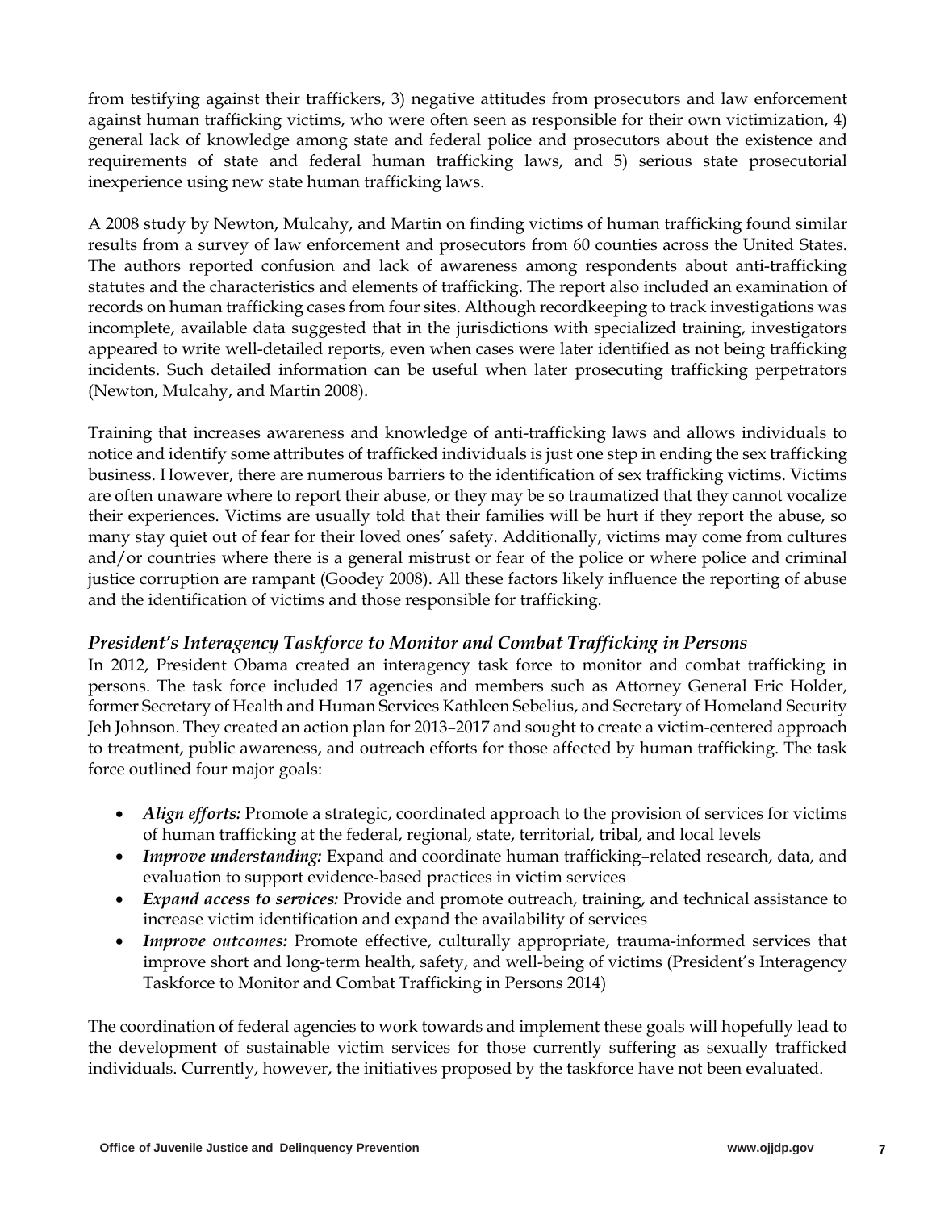from testifying against their traffickers, 3) negative attitudes from prosecutors and law enforcement against human trafficking victims, who were often seen as responsible for their own victimization, 4) general lack of knowledge among state and federal police and prosecutors about the existence and requirements of state and federal human trafficking laws, and 5) serious state prosecutorial inexperience using new state human trafficking laws.

A 2008 study by Newton, Mulcahy, and Martin on finding victims of human trafficking found similar results from a survey of law enforcement and prosecutors from 60 counties across the United States. The authors reported confusion and lack of awareness among respondents about anti-trafficking statutes and the characteristics and elements of trafficking. The report also included an examination of records on human trafficking cases from four sites. Although recordkeeping to track investigations was incomplete, available data suggested that in the jurisdictions with specialized training, investigators appeared to write well-detailed reports, even when cases were later identified as not being trafficking incidents. Such detailed information can be useful when later prosecuting trafficking perpetrators (Newton, Mulcahy, and Martin 2008).

Training that increases awareness and knowledge of anti-trafficking laws and allows individuals to notice and identify some attributes of trafficked individuals is just one step in ending the sex trafficking business. However, there are numerous barriers to the identification of sex trafficking victims. Victims are often unaware where to report their abuse, or they may be so traumatized that they cannot vocalize their experiences. Victims are usually told that their families will be hurt if they report the abuse, so many stay quiet out of fear for their loved ones' safety. Additionally, victims may come from cultures and/or countries where there is a general mistrust or fear of the police or where police and criminal justice corruption are rampant (Goodey 2008). All these factors likely influence the reporting of abuse and the identification of victims and those responsible for trafficking.

### *President's Interagency Taskforce to Monitor and Combat Trafficking in Persons*

In 2012, President Obama created an interagency task force to monitor and combat trafficking in persons. The task force included 17 agencies and members such as Attorney General Eric Holder, former Secretary of Health and Human Services Kathleen Sebelius, and Secretary of Homeland Security Jeh Johnson. They created an action plan for 2013–2017 and sought to create a victim-centered approach to treatment, public awareness, and outreach efforts for those affected by human trafficking. The task force outlined four major goals:

- ***Align efforts:*** Promote a strategic, coordinated approach to the provision of services for victims of human trafficking at the federal, regional, state, territorial, tribal, and local levels
- ***Improve understanding:*** Expand and coordinate human trafficking–related research, data, and evaluation to support evidence-based practices in victim services
- ***Expand access to services:*** Provide and promote outreach, training, and technical assistance to increase victim identification and expand the availability of services
- ***Improve outcomes:*** Promote effective, culturally appropriate, trauma-informed services that improve short and long-term health, safety, and well-being of victims (President's Interagency Taskforce to Monitor and Combat Trafficking in Persons 2014)

The coordination of federal agencies to work towards and implement these goals will hopefully lead to the development of sustainable victim services for those currently suffering as sexually trafficked individuals. Currently, however, the initiatives proposed by the taskforce have not been evaluated.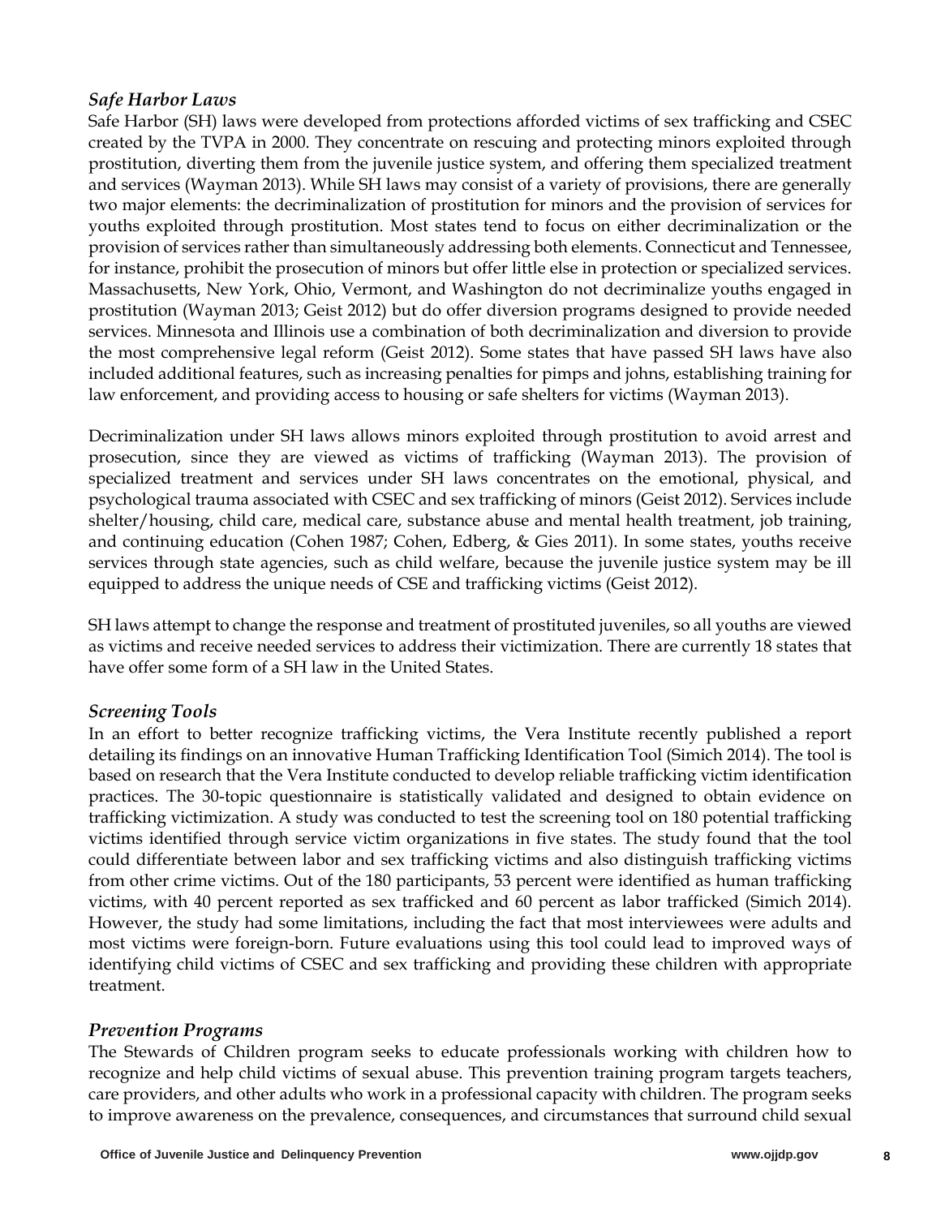### *Safe Harbor Laws*

Safe Harbor (SH) laws were developed from protections afforded victims of sex trafficking and CSEC created by the TVPA in 2000. They concentrate on rescuing and protecting minors exploited through prostitution, diverting them from the juvenile justice system, and offering them specialized treatment and services (Wayman 2013). While SH laws may consist of a variety of provisions, there are generally two major elements: the decriminalization of prostitution for minors and the provision of services for youths exploited through prostitution. Most states tend to focus on either decriminalization or the provision of services rather than simultaneously addressing both elements. Connecticut and Tennessee, for instance, prohibit the prosecution of minors but offer little else in protection or specialized services. Massachusetts, New York, Ohio, Vermont, and Washington do not decriminalize youths engaged in prostitution (Wayman 2013; Geist 2012) but do offer diversion programs designed to provide needed services. Minnesota and Illinois use a combination of both decriminalization and diversion to provide the most comprehensive legal reform (Geist 2012). Some states that have passed SH laws have also included additional features, such as increasing penalties for pimps and johns, establishing training for law enforcement, and providing access to housing or safe shelters for victims (Wayman 2013).

Decriminalization under SH laws allows minors exploited through prostitution to avoid arrest and prosecution, since they are viewed as victims of trafficking (Wayman 2013). The provision of specialized treatment and services under SH laws concentrates on the emotional, physical, and psychological trauma associated with CSEC and sex trafficking of minors (Geist 2012). Services include shelter/housing, child care, medical care, substance abuse and mental health treatment, job training, and continuing education (Cohen 1987; Cohen, Edberg, & Gies 2011). In some states, youths receive services through state agencies, such as child welfare, because the juvenile justice system may be ill equipped to address the unique needs of CSE and trafficking victims (Geist 2012).

SH laws attempt to change the response and treatment of prostituted juveniles, so all youths are viewed as victims and receive needed services to address their victimization. There are currently 18 states that have offer some form of a SH law in the United States.

### *Screening Tools*

In an effort to better recognize trafficking victims, the Vera Institute recently published a report detailing its findings on an innovative Human Trafficking Identification Tool (Simich 2014). The tool is based on research that the Vera Institute conducted to develop reliable trafficking victim identification practices. The 30-topic questionnaire is statistically validated and designed to obtain evidence on trafficking victimization. A study was conducted to test the screening tool on 180 potential trafficking victims identified through service victim organizations in five states. The study found that the tool could differentiate between labor and sex trafficking victims and also distinguish trafficking victims from other crime victims. Out of the 180 participants, 53 percent were identified as human trafficking victims, with 40 percent reported as sex trafficked and 60 percent as labor trafficked (Simich 2014). However, the study had some limitations, including the fact that most interviewees were adults and most victims were foreign-born. Future evaluations using this tool could lead to improved ways of identifying child victims of CSEC and sex trafficking and providing these children with appropriate treatment.

### *Prevention Programs*

The Stewards of Children program seeks to educate professionals working with children how to recognize and help child victims of sexual abuse. This prevention training program targets teachers, care providers, and other adults who work in a professional capacity with children. The program seeks to improve awareness on the prevalence, consequences, and circumstances that surround child sexual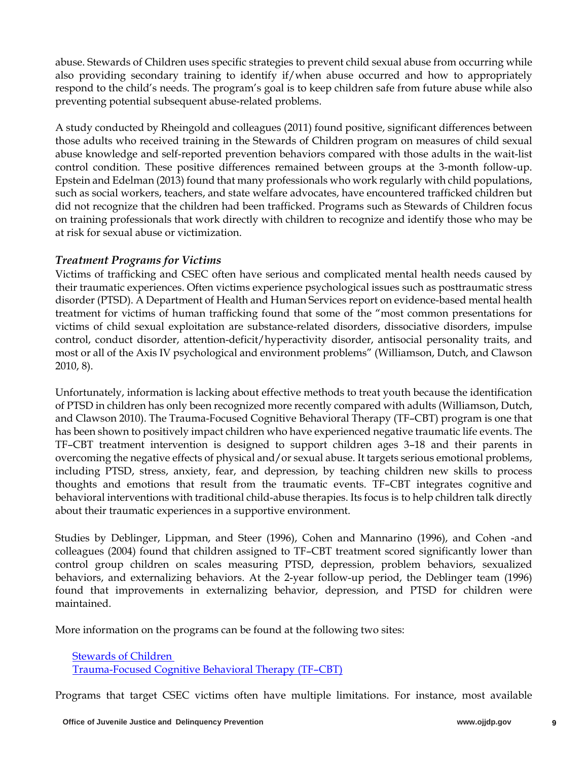abuse. Stewards of Children uses specific strategies to prevent child sexual abuse from occurring while also providing secondary training to identify if/when abuse occurred and how to appropriately respond to the child's needs. The program's goal is to keep children safe from future abuse while also preventing potential subsequent abuse-related problems.

A study conducted by Rheingold and colleagues (2011) found positive, significant differences between those adults who received training in the Stewards of Children program on measures of child sexual abuse knowledge and self-reported prevention behaviors compared with those adults in the wait-list control condition. These positive differences remained between groups at the 3-month follow-up. Epstein and Edelman (2013) found that many professionals who work regularly with child populations, such as social workers, teachers, and state welfare advocates, have encountered trafficked children but did not recognize that the children had been trafficked. Programs such as Stewards of Children focus on training professionals that work directly with children to recognize and identify those who may be at risk for sexual abuse or victimization.

### *Treatment Programs for Victims*

Victims of trafficking and CSEC often have serious and complicated mental health needs caused by their traumatic experiences. Often victims experience psychological issues such as posttraumatic stress disorder (PTSD). A Department of Health and Human Services report on evidence-based mental health treatment for victims of human trafficking found that some of the "most common presentations for victims of child sexual exploitation are substance-related disorders, dissociative disorders, impulse control, conduct disorder, attention-deficit/hyperactivity disorder, antisocial personality traits, and most or all of the Axis IV psychological and environment problems" (Williamson, Dutch, and Clawson 2010, 8).

Unfortunately, information is lacking about effective methods to treat youth because the identification of PTSD in children has only been recognized more recently compared with adults (Williamson, Dutch, and Clawson 2010). The Trauma-Focused Cognitive Behavioral Therapy (TF–CBT) program is one that has been shown to positively impact children who have experienced negative traumatic life events. The TF–CBT treatment intervention is designed to support children ages 3–18 and their parents in overcoming the negative effects of physical and/or sexual abuse. It targets serious emotional problems, including PTSD, stress, anxiety, fear, and depression, by teaching children new skills to process thoughts and emotions that result from the traumatic events. TF–CBT integrates cognitive and behavioral interventions with traditional child-abuse therapies. Its focus is to help children talk directly about their traumatic experiences in a supportive environment.

Studies by Deblinger, Lippman, and Steer (1996), Cohen and Mannarino (1996), and Cohen -and colleagues (2004) found that children assigned to TF–CBT treatment scored significantly lower than control group children on scales measuring PTSD, depression, problem behaviors, sexualized behaviors, and externalizing behaviors. At the 2-year follow-up period, the Deblinger team (1996) found that improvements in externalizing behavior, depression, and PTSD for children were maintained.

More information on the programs can be found at the following two sites:

[Stewards of Children](#)
[Trauma-Focused Cognitive Behavioral Therapy (TF–CBT)](#)

Programs that target CSEC victims often have multiple limitations. For instance, most available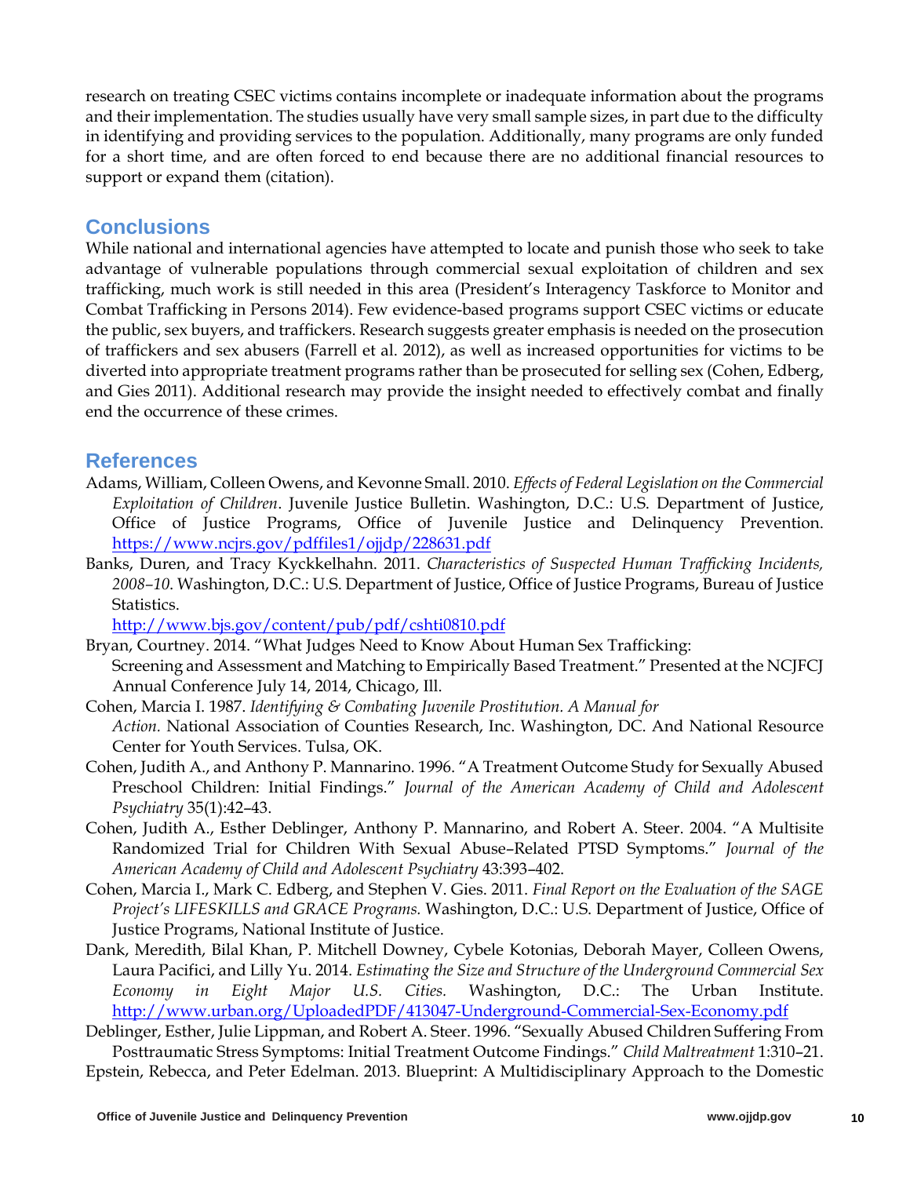research on treating CSEC victims contains incomplete or inadequate information about the programs and their implementation. The studies usually have very small sample sizes, in part due to the difficulty in identifying and providing services to the population. Additionally, many programs are only funded for a short time, and are often forced to end because there are no additional financial resources to support or expand them (citation).

## Conclusions

While national and international agencies have attempted to locate and punish those who seek to take advantage of vulnerable populations through commercial sexual exploitation of children and sex trafficking, much work is still needed in this area (President's Interagency Taskforce to Monitor and Combat Trafficking in Persons 2014). Few evidence-based programs support CSEC victims or educate the public, sex buyers, and traffickers. Research suggests greater emphasis is needed on the prosecution of traffickers and sex abusers (Farrell et al. 2012), as well as increased opportunities for victims to be diverted into appropriate treatment programs rather than be prosecuted for selling sex (Cohen, Edberg, and Gies 2011). Additional research may provide the insight needed to effectively combat and finally end the occurrence of these crimes.

## References

Adams, William, Colleen Owens, and Kevonne Small. 2010. *Effects of Federal Legislation on the Commercial Exploitation of Children*. Juvenile Justice Bulletin. Washington, D.C.: U.S. Department of Justice, Office of Justice Programs, Office of Juvenile Justice and Delinquency Prevention. https://www.ncjrs.gov/pdffiles1/ojjdp/228631.pdf

Banks, Duren, and Tracy Kyckkelhahn. 2011. *Characteristics of Suspected Human Trafficking Incidents, 2008–10*. Washington, D.C.: U.S. Department of Justice, Office of Justice Programs, Bureau of Justice Statistics. http://www.bjs.gov/content/pub/pdf/cshti0810.pdf

Bryan, Courtney. 2014. "What Judges Need to Know About Human Sex Trafficking: Screening and Assessment and Matching to Empirically Based Treatment." Presented at the NCJFCJ Annual Conference July 14, 2014, Chicago, Ill.

Cohen, Marcia I. 1987. *Identifying & Combating Juvenile Prostitution. A Manual for Action.* National Association of Counties Research, Inc. Washington, DC. And National Resource Center for Youth Services. Tulsa, OK.

Cohen, Judith A., and Anthony P. Mannarino. 1996. "A Treatment Outcome Study for Sexually Abused Preschool Children: Initial Findings." *Journal of the American Academy of Child and Adolescent Psychiatry* 35(1):42–43.

Cohen, Judith A., Esther Deblinger, Anthony P. Mannarino, and Robert A. Steer. 2004. "A Multisite Randomized Trial for Children With Sexual Abuse–Related PTSD Symptoms." *Journal of the American Academy of Child and Adolescent Psychiatry* 43:393–402.

Cohen, Marcia I., Mark C. Edberg, and Stephen V. Gies. 2011. *Final Report on the Evaluation of the SAGE Project's LIFESKILLS and GRACE Programs.* Washington, D.C.: U.S. Department of Justice, Office of Justice Programs, National Institute of Justice.

Dank, Meredith, Bilal Khan, P. Mitchell Downey, Cybele Kotonias, Deborah Mayer, Colleen Owens, Laura Pacifici, and Lilly Yu. 2014. *Estimating the Size and Structure of the Underground Commercial Sex Economy in Eight Major U.S. Cities.* Washington, D.C.: The Urban Institute. http://www.urban.org/UploadedPDF/413047-Underground-Commercial-Sex-Economy.pdf

Deblinger, Esther, Julie Lippman, and Robert A. Steer. 1996. "Sexually Abused Children Suffering From Posttraumatic Stress Symptoms: Initial Treatment Outcome Findings." *Child Maltreatment* 1:310–21.

Epstein, Rebecca, and Peter Edelman. 2013. Blueprint: A Multidisciplinary Approach to the Domestic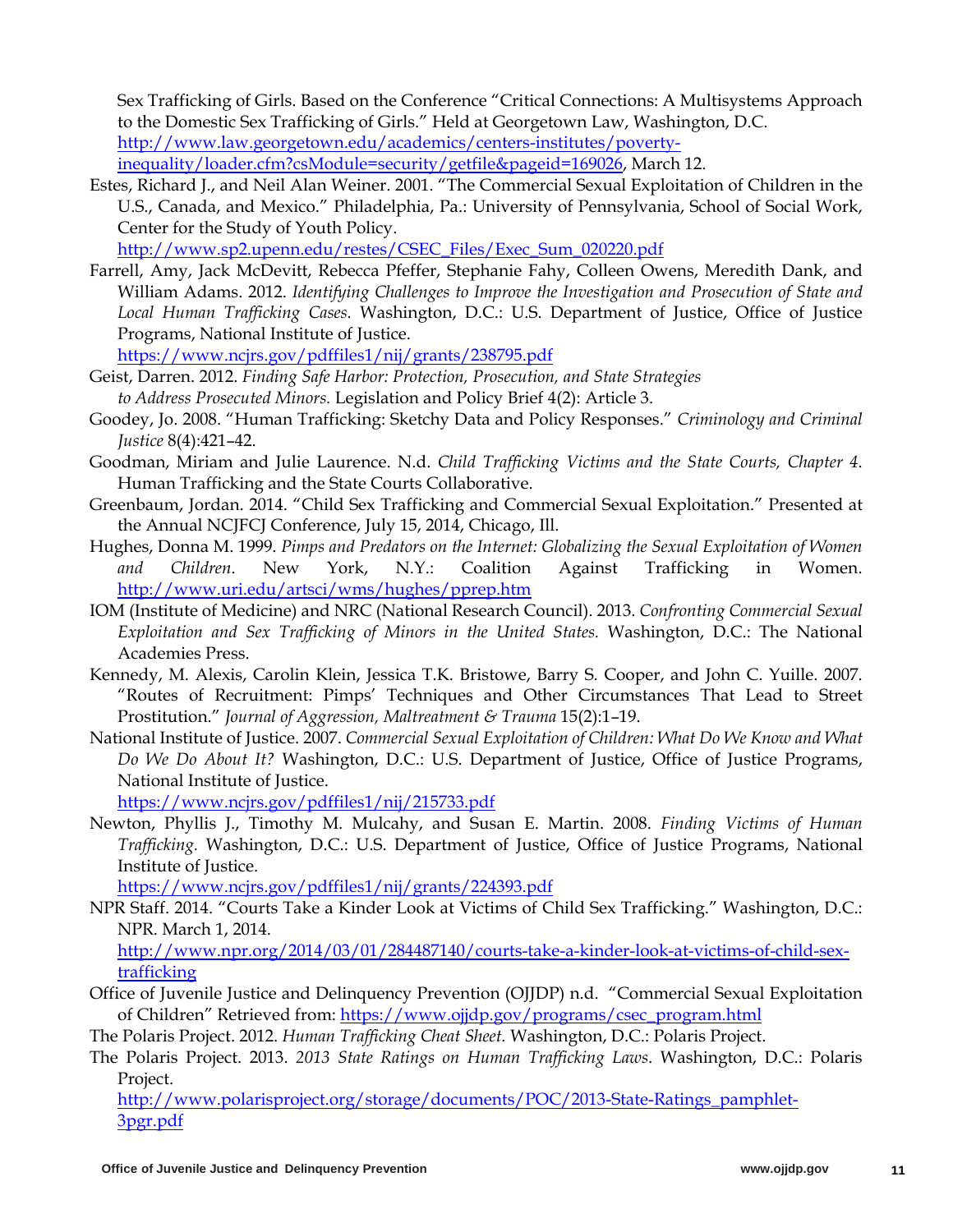Sex Trafficking of Girls. Based on the Conference “Critical Connections: A Multisystems Approach to the Domestic Sex Trafficking of Girls.” Held at Georgetown Law, Washington, D.C. http://www.law.georgetown.edu/academics/centers-institutes/poverty-inequality/loader.cfm?csModule=security/getfile&pageid=169026, March 12.

Estes, Richard J., and Neil Alan Weiner. 2001. “The Commercial Sexual Exploitation of Children in the U.S., Canada, and Mexico.” Philadelphia, Pa.: University of Pennsylvania, School of Social Work, Center for the Study of Youth Policy. http://www.sp2.upenn.edu/restes/CSEC_Files/Exec_Sum_020220.pdf

Farrell, Amy, Jack McDevitt, Rebecca Pfeffer, Stephanie Fahy, Colleen Owens, Meredith Dank, and William Adams. 2012. *Identifying Challenges to Improve the Investigation and Prosecution of State and Local Human Trafficking Cases.* Washington, D.C.: U.S. Department of Justice, Office of Justice Programs, National Institute of Justice. https://www.ncjrs.gov/pdffiles1/nij/grants/238795.pdf

Geist, Darren. 2012. *Finding Safe Harbor: Protection, Prosecution, and State Strategies to Address Prosecuted Minors.* Legislation and Policy Brief 4(2): Article 3.

Goodey, Jo. 2008. “Human Trafficking: Sketchy Data and Policy Responses.” *Criminology and Criminal Justice* 8(4):421–42.

Goodman, Miriam and Julie Laurence. N.d. *Child Trafficking Victims and the State Courts, Chapter 4*. Human Trafficking and the State Courts Collaborative.

Greenbaum, Jordan. 2014. “Child Sex Trafficking and Commercial Sexual Exploitation.” Presented at the Annual NCJFCJ Conference, July 15, 2014, Chicago, Ill.

Hughes, Donna M. 1999. *Pimps and Predators on the Internet: Globalizing the Sexual Exploitation of Women and Children*. New York, N.Y.: Coalition Against Trafficking in Women. http://www.uri.edu/artsci/wms/hughes/pprep.htm

IOM (Institute of Medicine) and NRC (National Research Council). 2013. *Confronting Commercial Sexual Exploitation and Sex Trafficking of Minors in the United States.* Washington, D.C.: The National Academies Press.

Kennedy, M. Alexis, Carolin Klein, Jessica T.K. Bristowe, Barry S. Cooper, and John C. Yuille. 2007. “Routes of Recruitment: Pimps’ Techniques and Other Circumstances That Lead to Street Prostitution.” *Journal of Aggression, Maltreatment & Trauma* 15(2):1–19.

National Institute of Justice. 2007. *Commercial Sexual Exploitation of Children: What Do We Know and What Do We Do About It?* Washington, D.C.: U.S. Department of Justice, Office of Justice Programs, National Institute of Justice. https://www.ncjrs.gov/pdffiles1/nij/215733.pdf

Newton, Phyllis J., Timothy M. Mulcahy, and Susan E. Martin. 2008. *Finding Victims of Human Trafficking.* Washington, D.C.: U.S. Department of Justice, Office of Justice Programs, National Institute of Justice. https://www.ncjrs.gov/pdffiles1/nij/grants/224393.pdf

NPR Staff. 2014. “Courts Take a Kinder Look at Victims of Child Sex Trafficking.” Washington, D.C.: NPR. March 1, 2014. http://www.npr.org/2014/03/01/284487140/courts-take-a-kinder-look-at-victims-of-child-sex-trafficking

Office of Juvenile Justice and Delinquency Prevention (OJJDP) n.d. “Commercial Sexual Exploitation of Children” Retrieved from: https://www.ojjdp.gov/programs/csec_program.html

The Polaris Project. 2012. *Human Trafficking Cheat Sheet.* Washington, D.C.: Polaris Project.

The Polaris Project. 2013. *2013 State Ratings on Human Trafficking Laws*. Washington, D.C.: Polaris Project. http://www.polarisproject.org/storage/documents/POC/2013-State-Ratings_pamphlet-3pgr.pdf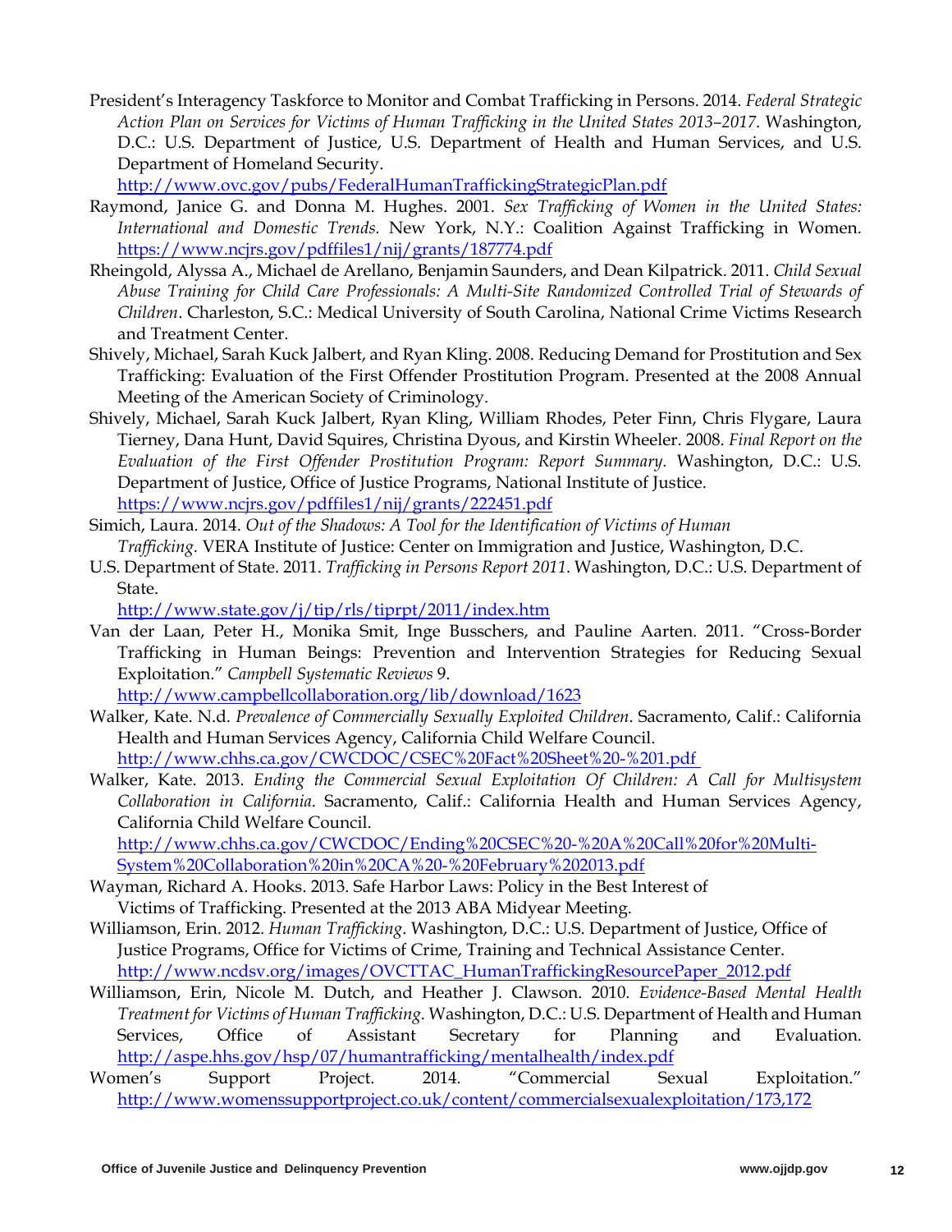President's Interagency Taskforce to Monitor and Combat Trafficking in Persons. 2014. *Federal Strategic Action Plan on Services for Victims of Human Trafficking in the United States 2013–2017*. Washington, D.C.: U.S. Department of Justice, U.S. Department of Health and Human Services, and U.S. Department of Homeland Security. http://www.ovc.gov/pubs/FederalHumanTraffickingStrategicPlan.pdf

Raymond, Janice G. and Donna M. Hughes. 2001. *Sex Trafficking of Women in the United States: International and Domestic Trends.* New York, N.Y.: Coalition Against Trafficking in Women. https://www.ncjrs.gov/pdffiles1/nij/grants/187774.pdf

Rheingold, Alyssa A., Michael de Arellano, Benjamin Saunders, and Dean Kilpatrick. 2011. *Child Sexual Abuse Training for Child Care Professionals: A Multi-Site Randomized Controlled Trial of Stewards of Children*. Charleston, S.C.: Medical University of South Carolina, National Crime Victims Research and Treatment Center.

Shively, Michael, Sarah Kuck Jalbert, and Ryan Kling. 2008. Reducing Demand for Prostitution and Sex Trafficking: Evaluation of the First Offender Prostitution Program. Presented at the 2008 Annual Meeting of the American Society of Criminology.

Shively, Michael, Sarah Kuck Jalbert, Ryan Kling, William Rhodes, Peter Finn, Chris Flygare, Laura Tierney, Dana Hunt, David Squires, Christina Dyous, and Kirstin Wheeler. 2008. *Final Report on the Evaluation of the First Offender Prostitution Program: Report Summary.* Washington, D.C.: U.S. Department of Justice, Office of Justice Programs, National Institute of Justice. https://www.ncjrs.gov/pdffiles1/nij/grants/222451.pdf

Simich, Laura. 2014. *Out of the Shadows: A Tool for the Identification of Victims of Human Trafficking.* VERA Institute of Justice: Center on Immigration and Justice, Washington, D.C.

U.S. Department of State. 2011. *Trafficking in Persons Report 2011*. Washington, D.C.: U.S. Department of State. http://www.state.gov/j/tip/rls/tiprpt/2011/index.htm

Van der Laan, Peter H., Monika Smit, Inge Busschers, and Pauline Aarten. 2011. "Cross-Border Trafficking in Human Beings: Prevention and Intervention Strategies for Reducing Sexual Exploitation." *Campbell Systematic Reviews* 9. http://www.campbellcollaboration.org/lib/download/1623

Walker, Kate. N.d. *Prevalence of Commercially Sexually Exploited Children*. Sacramento, Calif.: California Health and Human Services Agency, California Child Welfare Council. http://www.chhs.ca.gov/CWCDOC/CSEC%20Fact%20Sheet%20-%201.pdf

Walker, Kate. 2013. *Ending the Commercial Sexual Exploitation Of Children: A Call for Multisystem Collaboration in California*. Sacramento, Calif.: California Health and Human Services Agency, California Child Welfare Council. http://www.chhs.ca.gov/CWCDOC/Ending%20CSEC%20-%20A%20Call%20for%20Multi-System%20Collaboration%20in%20CA%20-%20February%202013.pdf

Wayman, Richard A. Hooks. 2013. Safe Harbor Laws: Policy in the Best Interest of Victims of Trafficking. Presented at the 2013 ABA Midyear Meeting.

Williamson, Erin. 2012. *Human Trafficking*. Washington, D.C.: U.S. Department of Justice, Office of Justice Programs, Office for Victims of Crime, Training and Technical Assistance Center. http://www.ncdsv.org/images/OVCTTAC_HumanTraffickingResourcePaper_2012.pdf

Williamson, Erin, Nicole M. Dutch, and Heather J. Clawson. 2010. *Evidence-Based Mental Health Treatment for Victims of Human Trafficking.* Washington, D.C.: U.S. Department of Health and Human Services, Office of Assistant Secretary for Planning and Evaluation. http://aspe.hhs.gov/hsp/07/humantrafficking/mentalhealth/index.pdf

Women's Support Project. 2014. "Commercial Sexual Exploitation." http://www.womenssupportproject.co.uk/content/commercialsexualexploitation/173,172